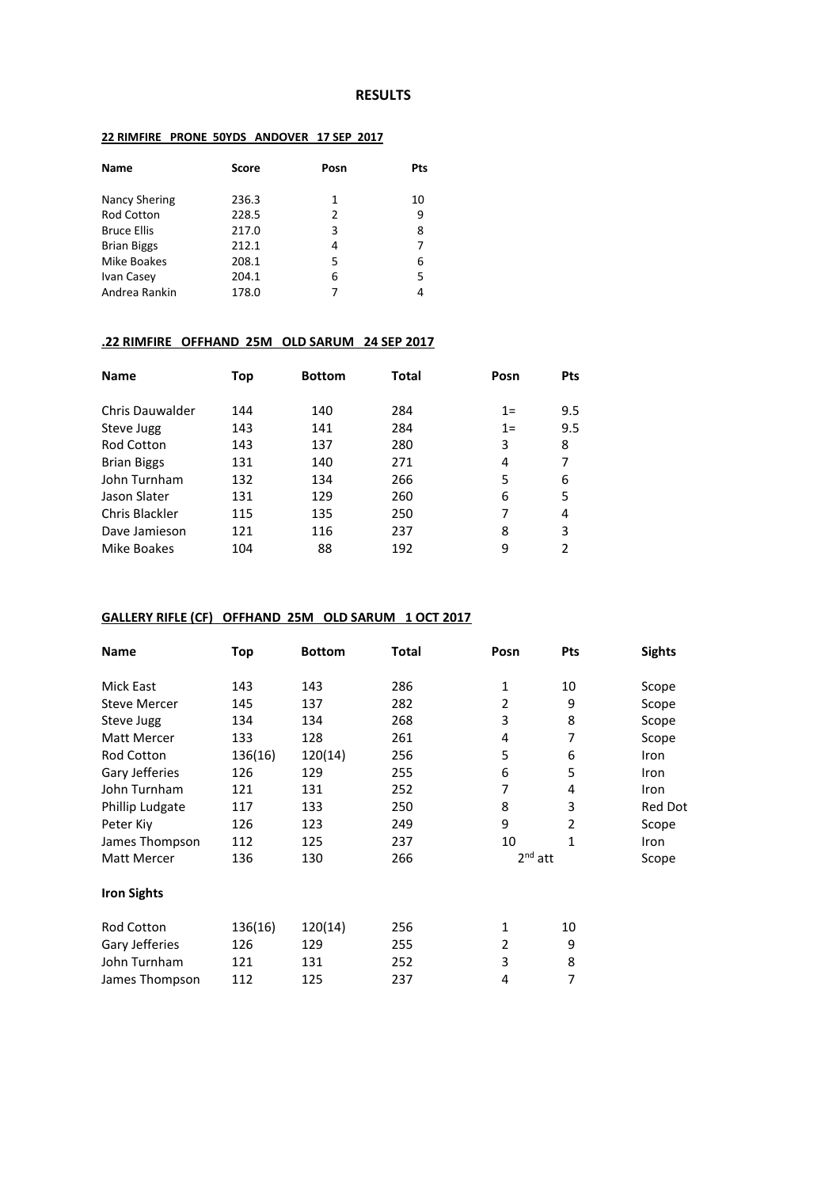# RESULTS

**22 RIMFIRE PRONE 50YDS ANDOVER 17 SEP 2017**

| Name | Score | Posn | Pts |
|---|---|---|---|
| Nancy Shering | 236.3 | 1 | 10 |
| Rod Cotton | 228.5 | 2 | 9 |
| Bruce Ellis | 217.0 | 3 | 8 |
| Brian Biggs | 212.1 | 4 | 7 |
| Mike Boakes | 208.1 | 5 | 6 |
| Ivan Casey | 204.1 | 6 | 5 |
| Andrea Rankin | 178.0 | 7 | 4 |

**.22 RIMFIRE OFFHAND 25M OLD SARUM 24 SEP 2017**

| Name | Top | Bottom | Total | Posn | Pts |
|---|---|---|---|---|---|
| Chris Dauwalder | 144 | 140 | 284 | 1= | 9.5 |
| Steve Jugg | 143 | 141 | 284 | 1= | 9.5 |
| Rod Cotton | 143 | 137 | 280 | 3 | 8 |
| Brian Biggs | 131 | 140 | 271 | 4 | 7 |
| John Turnham | 132 | 134 | 266 | 5 | 6 |
| Jason Slater | 131 | 129 | 260 | 6 | 5 |
| Chris Blackler | 115 | 135 | 250 | 7 | 4 |
| Dave Jamieson | 121 | 116 | 237 | 8 | 3 |
| Mike Boakes | 104 | 88 | 192 | 9 | 2 |

**GALLERY RIFLE (CF) OFFHAND 25M OLD SARUM 1 OCT 2017**

| Name | Top | Bottom | Total | Posn | Pts | Sights |
|---|---|---|---|---|---|---|
| Mick East | 143 | 143 | 286 | 1 | 10 | Scope |
| Steve Mercer | 145 | 137 | 282 | 2 | 9 | Scope |
| Steve Jugg | 134 | 134 | 268 | 3 | 8 | Scope |
| Matt Mercer | 133 | 128 | 261 | 4 | 7 | Scope |
| Rod Cotton | 136(16) | 120(14) | 256 | 5 | 6 | Iron |
| Gary Jefferies | 126 | 129 | 255 | 6 | 5 | Iron |
| John Turnham | 121 | 131 | 252 | 7 | 4 | Iron |
| Phillip Ludgate | 117 | 133 | 250 | 8 | 3 | Red Dot |
| Peter Kiy | 126 | 123 | 249 | 9 | 2 | Scope |
| James Thompson | 112 | 125 | 237 | 10 | 1 | Iron |
| Matt Mercer | 136 | 130 | 266 | 2nd att | | Scope |

**Iron Sights**

| Name | Top | Bottom | Total | Posn | Pts |
|---|---|---|---|---|---|
| Rod Cotton | 136(16) | 120(14) | 256 | 1 | 10 |
| Gary Jefferies | 126 | 129 | 255 | 2 | 9 |
| John Turnham | 121 | 131 | 252 | 3 | 8 |
| James Thompson | 112 | 125 | 237 | 4 | 7 |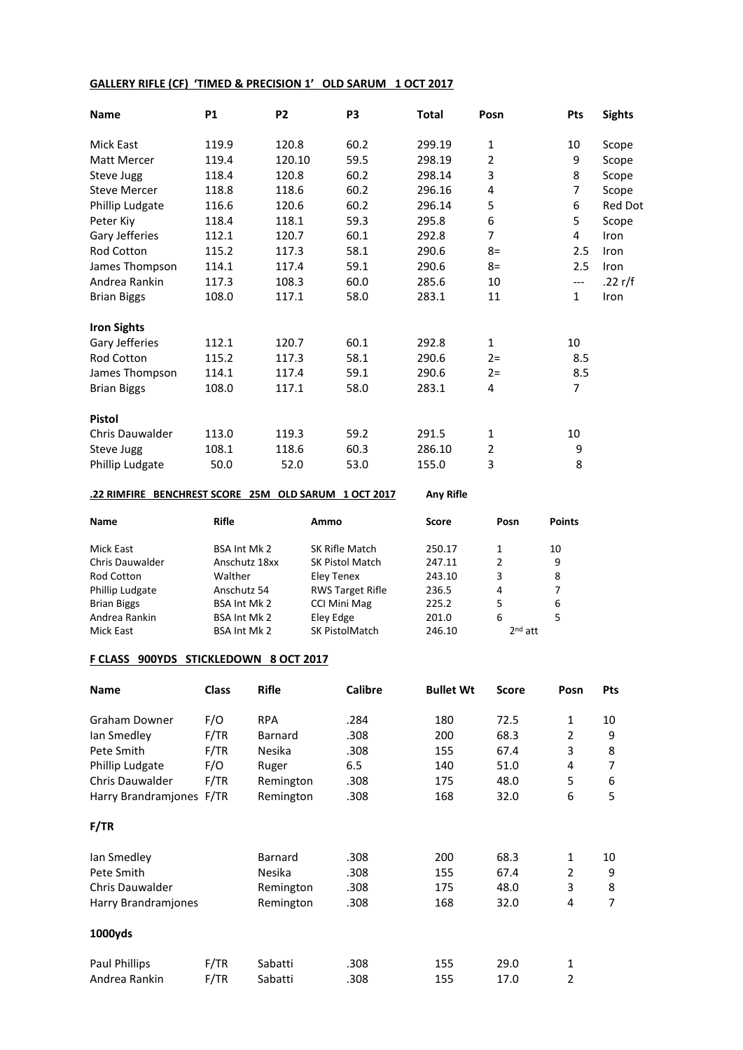**GALLERY RIFLE (CF) 'TIMED & PRECISION 1' OLD SARUM 1 OCT 2017**

| Name | P1 | P2 | P3 | Total | Posn | Pts | Sights |
|---|---|---|---|---|---|---|---|
| Mick East | 119.9 | 120.8 | 60.2 | 299.19 | 1 | 10 | Scope |
| Matt Mercer | 119.4 | 120.10 | 59.5 | 298.19 | 2 | 9 | Scope |
| Steve Jugg | 118.4 | 120.8 | 60.2 | 298.14 | 3 | 8 | Scope |
| Steve Mercer | 118.8 | 118.6 | 60.2 | 296.16 | 4 | 7 | Scope |
| Phillip Ludgate | 116.6 | 120.6 | 60.2 | 296.14 | 5 | 6 | Red Dot |
| Peter Kiy | 118.4 | 118.1 | 59.3 | 295.8 | 6 | 5 | Scope |
| Gary Jefferies | 112.1 | 120.7 | 60.1 | 292.8 | 7 | 4 | Iron |
| Rod Cotton | 115.2 | 117.3 | 58.1 | 290.6 | 8= | 2.5 | Iron |
| James Thompson | 114.1 | 117.4 | 59.1 | 290.6 | 8= | 2.5 | Iron |
| Andrea Rankin | 117.3 | 108.3 | 60.0 | 285.6 | 10 | --- | .22 r/f |
| Brian Biggs | 108.0 | 117.1 | 58.0 | 283.1 | 11 | 1 | Iron |
| **Iron Sights** | | | | | | | |
| Gary Jefferies | 112.1 | 120.7 | 60.1 | 292.8 | 1 | 10 | |
| Rod Cotton | 115.2 | 117.3 | 58.1 | 290.6 | 2= | 8.5 | |
| James Thompson | 114.1 | 117.4 | 59.1 | 290.6 | 2= | 8.5 | |
| Brian Biggs | 108.0 | 117.1 | 58.0 | 283.1 | 4 | 7 | |
| **Pistol** | | | | | | | |
| Chris Dauwalder | 113.0 | 119.3 | 59.2 | 291.5 | 1 | 10 | |
| Steve Jugg | 108.1 | 118.6 | 60.3 | 286.10 | 2 | 9 | |
| Phillip Ludgate | 50.0 | 52.0 | 53.0 | 155.0 | 3 | 8 | |

**.22 RIMFIRE BENCHREST SCORE 25M OLD SARUM 1 OCT 2017** **Any Rifle**

| Name | Rifle | Ammo | Score | Posn | Points |
|---|---|---|---|---|---|
| Mick East | BSA Int Mk 2 | SK Rifle Match | 250.17 | 1 | 10 |
| Chris Dauwalder | Anschutz 18xx | SK Pistol Match | 247.11 | 2 | 9 |
| Rod Cotton | Walther | Eley Tenex | 243.10 | 3 | 8 |
| Phillip Ludgate | Anschutz 54 | RWS Target Rifle | 236.5 | 4 | 7 |
| Brian Biggs | BSA Int Mk 2 | CCI Mini Mag | 225.2 | 5 | 6 |
| Andrea Rankin | BSA Int Mk 2 | Eley Edge | 201.0 | 6 | 5 |
| Mick East | BSA Int Mk 2 | SK PistolMatch | 246.10 | 2nd att | |

**F CLASS 900YDS STICKLEDOWN 8 OCT 2017**

| Name | Class | Rifle | Calibre | Bullet Wt | Score | Posn | Pts |
|---|---|---|---|---|---|---|---|
| Graham Downer | F/O | RPA | .284 | 180 | 72.5 | 1 | 10 |
| Ian Smedley | F/TR | Barnard | .308 | 200 | 68.3 | 2 | 9 |
| Pete Smith | F/TR | Nesika | .308 | 155 | 67.4 | 3 | 8 |
| Phillip Ludgate | F/O | Ruger | 6.5 | 140 | 51.0 | 4 | 7 |
| Chris Dauwalder | F/TR | Remington | .308 | 175 | 48.0 | 5 | 6 |
| Harry Brandramjones | F/TR | Remington | .308 | 168 | 32.0 | 6 | 5 |
| **F/TR** | | | | | | | |
| Ian Smedley | | Barnard | .308 | 200 | 68.3 | 1 | 10 |
| Pete Smith | | Nesika | .308 | 155 | 67.4 | 2 | 9 |
| Chris Dauwalder | | Remington | .308 | 175 | 48.0 | 3 | 8 |
| Harry Brandramjones | | Remington | .308 | 168 | 32.0 | 4 | 7 |
| **1000yds** | | | | | | | |
| Paul Phillips | F/TR | Sabatti | .308 | 155 | 29.0 | 1 | |
| Andrea Rankin | F/TR | Sabatti | .308 | 155 | 17.0 | 2 | |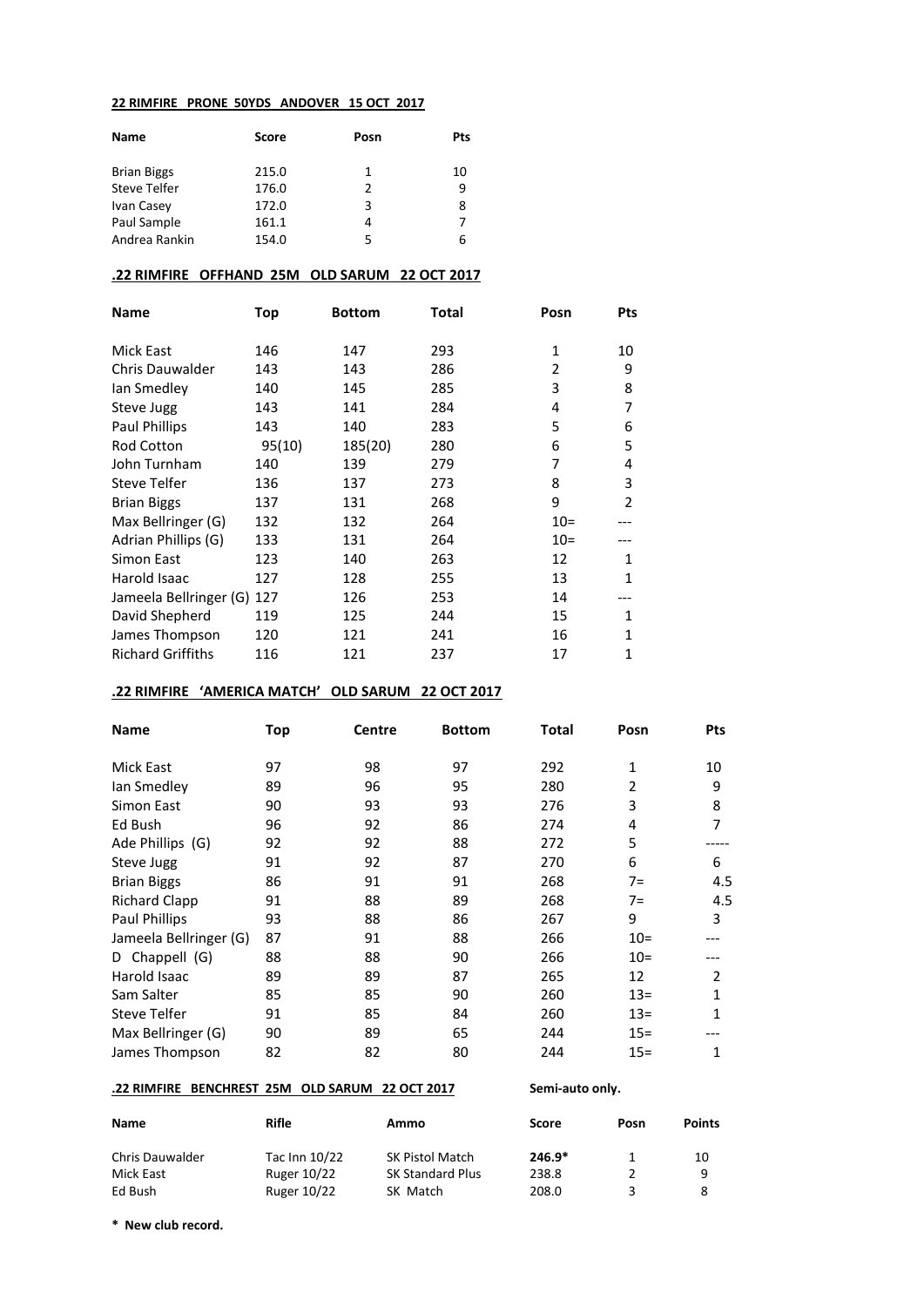**22 RIMFIRE PRONE 50YDS ANDOVER 15 OCT 2017**

| Name | Score | Posn | Pts |
|---|---|---|---|
| Brian Biggs | 215.0 | 1 | 10 |
| Steve Telfer | 176.0 | 2 | 9 |
| Ivan Casey | 172.0 | 3 | 8 |
| Paul Sample | 161.1 | 4 | 7 |
| Andrea Rankin | 154.0 | 5 | 6 |

**.22 RIMFIRE OFFHAND 25M OLD SARUM 22 OCT 2017**

| Name | Top | Bottom | Total | Posn | Pts |
|---|---|---|---|---|---|
| Mick East | 146 | 147 | 293 | 1 | 10 |
| Chris Dauwalder | 143 | 143 | 286 | 2 | 9 |
| Ian Smedley | 140 | 145 | 285 | 3 | 8 |
| Steve Jugg | 143 | 141 | 284 | 4 | 7 |
| Paul Phillips | 143 | 140 | 283 | 5 | 6 |
| Rod Cotton | 95(10) | 185(20) | 280 | 6 | 5 |
| John Turnham | 140 | 139 | 279 | 7 | 4 |
| Steve Telfer | 136 | 137 | 273 | 8 | 3 |
| Brian Biggs | 137 | 131 | 268 | 9 | 2 |
| Max Bellringer (G) | 132 | 132 | 264 | 10= | --- |
| Adrian Phillips (G) | 133 | 131 | 264 | 10= | --- |
| Simon East | 123 | 140 | 263 | 12 | 1 |
| Harold Isaac | 127 | 128 | 255 | 13 | 1 |
| Jameela Bellringer (G) | 127 | 126 | 253 | 14 | --- |
| David Shepherd | 119 | 125 | 244 | 15 | 1 |
| James Thompson | 120 | 121 | 241 | 16 | 1 |
| Richard Griffiths | 116 | 121 | 237 | 17 | 1 |

**.22 RIMFIRE 'AMERICA MATCH' OLD SARUM 22 OCT 2017**

| Name | Top | Centre | Bottom | Total | Posn | Pts |
|---|---|---|---|---|---|---|
| Mick East | 97 | 98 | 97 | 292 | 1 | 10 |
| Ian Smedley | 89 | 96 | 95 | 280 | 2 | 9 |
| Simon East | 90 | 93 | 93 | 276 | 3 | 8 |
| Ed Bush | 96 | 92 | 86 | 274 | 4 | 7 |
| Ade Phillips (G) | 92 | 92 | 88 | 272 | 5 | ----- |
| Steve Jugg | 91 | 92 | 87 | 270 | 6 | 6 |
| Brian Biggs | 86 | 91 | 91 | 268 | 7= | 4.5 |
| Richard Clapp | 91 | 88 | 89 | 268 | 7= | 4.5 |
| Paul Phillips | 93 | 88 | 86 | 267 | 9 | 3 |
| Jameela Bellringer (G) | 87 | 91 | 88 | 266 | 10= | --- |
| D Chappell (G) | 88 | 88 | 90 | 266 | 10= | --- |
| Harold Isaac | 89 | 89 | 87 | 265 | 12 | 2 |
| Sam Salter | 85 | 85 | 90 | 260 | 13= | 1 |
| Steve Telfer | 91 | 85 | 84 | 260 | 13= | 1 |
| Max Bellringer (G) | 90 | 89 | 65 | 244 | 15= | --- |
| James Thompson | 82 | 82 | 80 | 244 | 15= | 1 |

**.22 RIMFIRE BENCHREST 25M OLD SARUM 22 OCT 2017** **Semi-auto only.**

| Name | Rifle | Ammo | Score | Posn | Points |
|---|---|---|---|---|---|
| Chris Dauwalder | Tac Inn 10/22 | SK Pistol Match | **246.9*** | 1 | 10 |
| Mick East | Ruger 10/22 | SK Standard Plus | 238.8 | 2 | 9 |
| Ed Bush | Ruger 10/22 | SK Match | 208.0 | 3 | 8 |

**\* New club record.**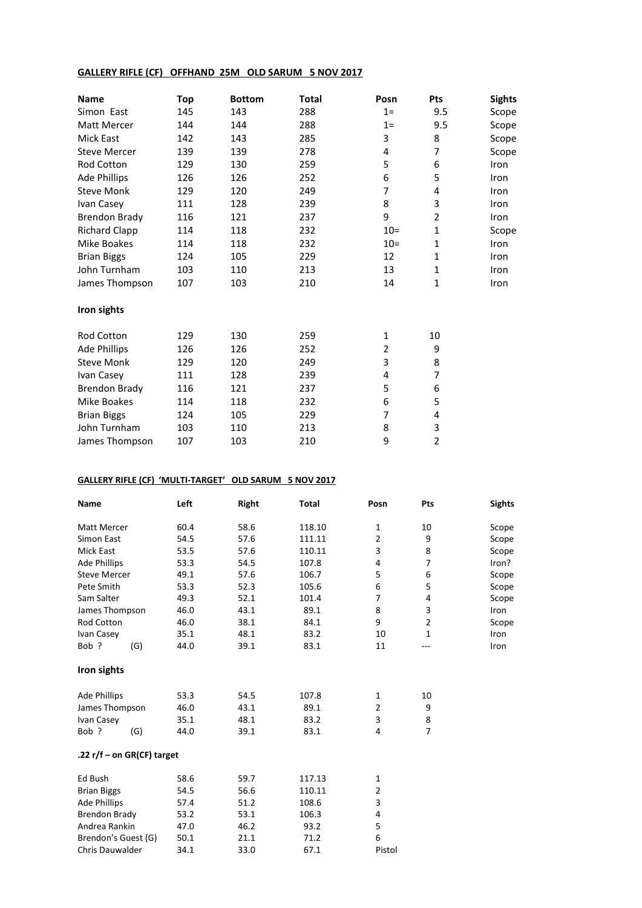**GALLERY RIFLE (CF) OFFHAND 25M OLD SARUM 5 NOV 2017**

| Name | Top | Bottom | Total | Posn | Pts | Sights |
|---|---|---|---|---|---|---|
| Simon East | 145 | 143 | 288 | 1= | 9.5 | Scope |
| Matt Mercer | 144 | 144 | 288 | 1= | 9.5 | Scope |
| Mick East | 142 | 143 | 285 | 3 | 8 | Scope |
| Steve Mercer | 139 | 139 | 278 | 4 | 7 | Scope |
| Rod Cotton | 129 | 130 | 259 | 5 | 6 | Iron |
| Ade Phillips | 126 | 126 | 252 | 6 | 5 | Iron |
| Steve Monk | 129 | 120 | 249 | 7 | 4 | Iron |
| Ivan Casey | 111 | 128 | 239 | 8 | 3 | Iron |
| Brendon Brady | 116 | 121 | 237 | 9 | 2 | Iron |
| Richard Clapp | 114 | 118 | 232 | 10= | 1 | Scope |
| Mike Boakes | 114 | 118 | 232 | 10= | 1 | Iron |
| Brian Biggs | 124 | 105 | 229 | 12 | 1 | Iron |
| John Turnham | 103 | 110 | 213 | 13 | 1 | Iron |
| James Thompson | 107 | 103 | 210 | 14 | 1 | Iron |

**Iron sights**

| Name | Top | Bottom | Total | Posn | Pts |
|---|---|---|---|---|---|
| Rod Cotton | 129 | 130 | 259 | 1 | 10 |
| Ade Phillips | 126 | 126 | 252 | 2 | 9 |
| Steve Monk | 129 | 120 | 249 | 3 | 8 |
| Ivan Casey | 111 | 128 | 239 | 4 | 7 |
| Brendon Brady | 116 | 121 | 237 | 5 | 6 |
| Mike Boakes | 114 | 118 | 232 | 6 | 5 |
| Brian Biggs | 124 | 105 | 229 | 7 | 4 |
| John Turnham | 103 | 110 | 213 | 8 | 3 |
| James Thompson | 107 | 103 | 210 | 9 | 2 |

**GALLERY RIFLE (CF) 'MULTI-TARGET' OLD SARUM 5 NOV 2017**

| Name | Left | Right | Total | Posn | Pts | Sights |
|---|---|---|---|---|---|---|
| Matt Mercer | 60.4 | 58.6 | 118.10 | 1 | 10 | Scope |
| Simon East | 54.5 | 57.6 | 111.11 | 2 | 9 | Scope |
| Mick East | 53.5 | 57.6 | 110.11 | 3 | 8 | Scope |
| Ade Phillips | 53.3 | 54.5 | 107.8 | 4 | 7 | Iron? |
| Steve Mercer | 49.1 | 57.6 | 106.7 | 5 | 6 | Scope |
| Pete Smith | 53.3 | 52.3 | 105.6 | 6 | 5 | Scope |
| Sam Salter | 49.3 | 52.1 | 101.4 | 7 | 4 | Scope |
| James Thompson | 46.0 | 43.1 | 89.1 | 8 | 3 | Iron |
| Rod Cotton | 46.0 | 38.1 | 84.1 | 9 | 2 | Scope |
| Ivan Casey | 35.1 | 48.1 | 83.2 | 10 | 1 | Iron |
| Bob ? (G) | 44.0 | 39.1 | 83.1 | 11 | --- | Iron |

**Iron sights**

| Name | Left | Right | Total | Posn | Pts |
|---|---|---|---|---|---|
| Ade Phillips | 53.3 | 54.5 | 107.8 | 1 | 10 |
| James Thompson | 46.0 | 43.1 | 89.1 | 2 | 9 |
| Ivan Casey | 35.1 | 48.1 | 83.2 | 3 | 8 |
| Bob ? (G) | 44.0 | 39.1 | 83.1 | 4 | 7 |

**.22 r/f – on GR(CF) target**

| Name | Left | Right | Total | Posn |
|---|---|---|---|---|
| Ed Bush | 58.6 | 59.7 | 117.13 | 1 |
| Brian Biggs | 54.5 | 56.6 | 110.11 | 2 |
| Ade Phillips | 57.4 | 51.2 | 108.6 | 3 |
| Brendon Brady | 53.2 | 53.1 | 106.3 | 4 |
| Andrea Rankin | 47.0 | 46.2 | 93.2 | 5 |
| Brendon's Guest (G) | 50.1 | 21.1 | 71.2 | 6 |
| Chris Dauwalder | 34.1 | 33.0 | 67.1 | Pistol |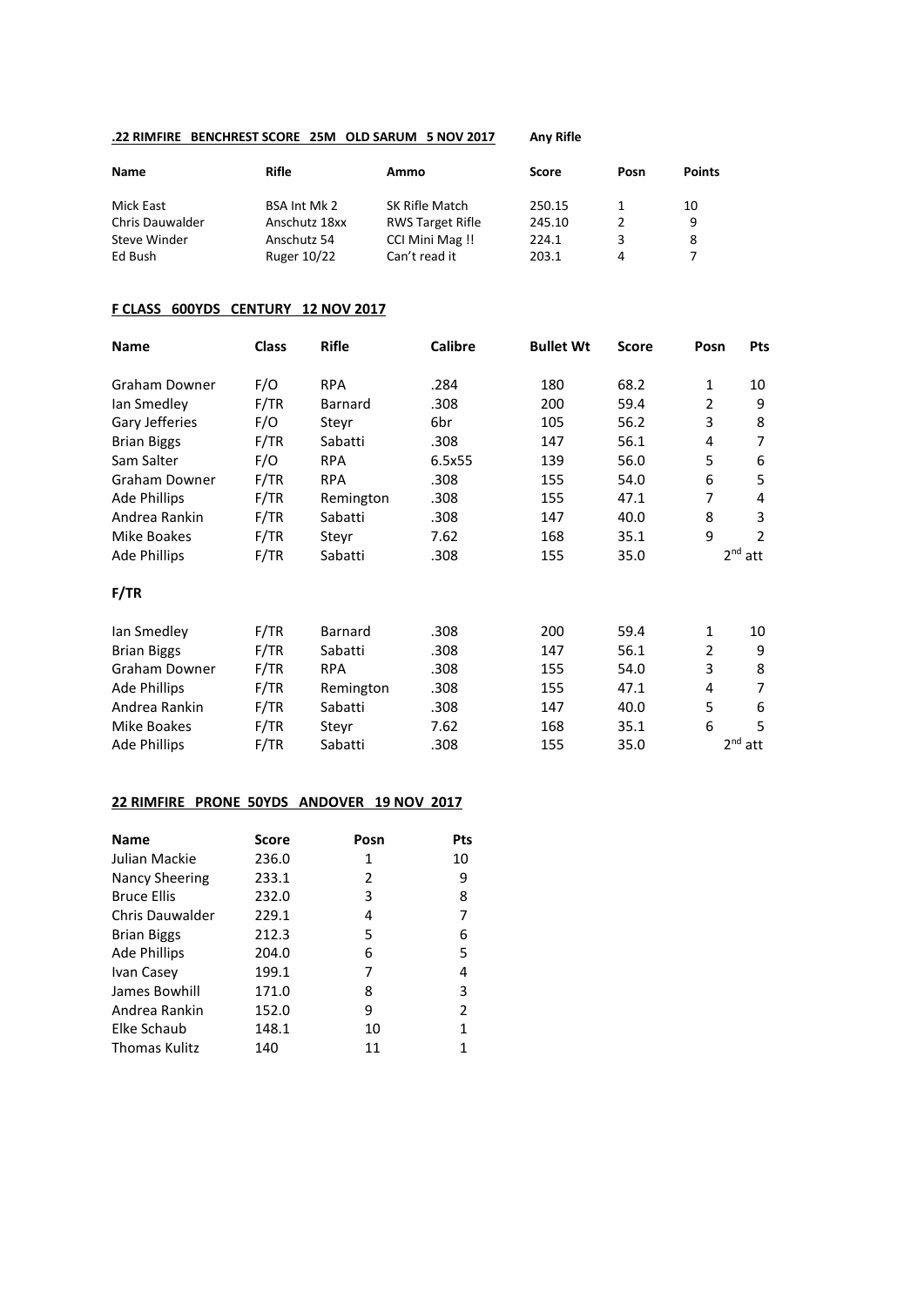**.22 RIMFIRE BENCHREST SCORE 25M OLD SARUM 5 NOV 2017** **Any Rifle**

| Name | Rifle | Ammo | Score | Posn | Points |
|---|---|---|---|---|---|
| Mick East | BSA Int Mk 2 | SK Rifle Match | 250.15 | 1 | 10 |
| Chris Dauwalder | Anschutz 18xx | RWS Target Rifle | 245.10 | 2 | 9 |
| Steve Winder | Anschutz 54 | CCI Mini Mag !! | 224.1 | 3 | 8 |
| Ed Bush | Ruger 10/22 | Can't read it | 203.1 | 4 | 7 |

**F CLASS 600YDS CENTURY 12 NOV 2017**

| Name | Class | Rifle | Calibre | Bullet Wt | Score | Posn | Pts |
|---|---|---|---|---|---|---|---|
| Graham Downer | F/O | RPA | .284 | 180 | 68.2 | 1 | 10 |
| Ian Smedley | F/TR | Barnard | .308 | 200 | 59.4 | 2 | 9 |
| Gary Jefferies | F/O | Steyr | 6br | 105 | 56.2 | 3 | 8 |
| Brian Biggs | F/TR | Sabatti | .308 | 147 | 56.1 | 4 | 7 |
| Sam Salter | F/O | RPA | 6.5x55 | 139 | 56.0 | 5 | 6 |
| Graham Downer | F/TR | RPA | .308 | 155 | 54.0 | 6 | 5 |
| Ade Phillips | F/TR | Remington | .308 | 155 | 47.1 | 7 | 4 |
| Andrea Rankin | F/TR | Sabatti | .308 | 147 | 40.0 | 8 | 3 |
| Mike Boakes | F/TR | Steyr | 7.62 | 168 | 35.1 | 9 | 2 |
| Ade Phillips | F/TR | Sabatti | .308 | 155 | 35.0 | 2nd att | |

**F/TR**

| Name | Class | Rifle | Calibre | Bullet Wt | Score | Posn | Pts |
|---|---|---|---|---|---|---|---|
| Ian Smedley | F/TR | Barnard | .308 | 200 | 59.4 | 1 | 10 |
| Brian Biggs | F/TR | Sabatti | .308 | 147 | 56.1 | 2 | 9 |
| Graham Downer | F/TR | RPA | .308 | 155 | 54.0 | 3 | 8 |
| Ade Phillips | F/TR | Remington | .308 | 155 | 47.1 | 4 | 7 |
| Andrea Rankin | F/TR | Sabatti | .308 | 147 | 40.0 | 5 | 6 |
| Mike Boakes | F/TR | Steyr | 7.62 | 168 | 35.1 | 6 | 5 |
| Ade Phillips | F/TR | Sabatti | .308 | 155 | 35.0 | 2nd att | |

**22 RIMFIRE PRONE 50YDS ANDOVER 19 NOV 2017**

| Name | Score | Posn | Pts |
|---|---|---|---|
| Julian Mackie | 236.0 | 1 | 10 |
| Nancy Sheering | 233.1 | 2 | 9 |
| Bruce Ellis | 232.0 | 3 | 8 |
| Chris Dauwalder | 229.1 | 4 | 7 |
| Brian Biggs | 212.3 | 5 | 6 |
| Ade Phillips | 204.0 | 6 | 5 |
| Ivan Casey | 199.1 | 7 | 4 |
| James Bowhill | 171.0 | 8 | 3 |
| Andrea Rankin | 152.0 | 9 | 2 |
| Elke Schaub | 148.1 | 10 | 1 |
| Thomas Kulitz | 140 | 11 | 1 |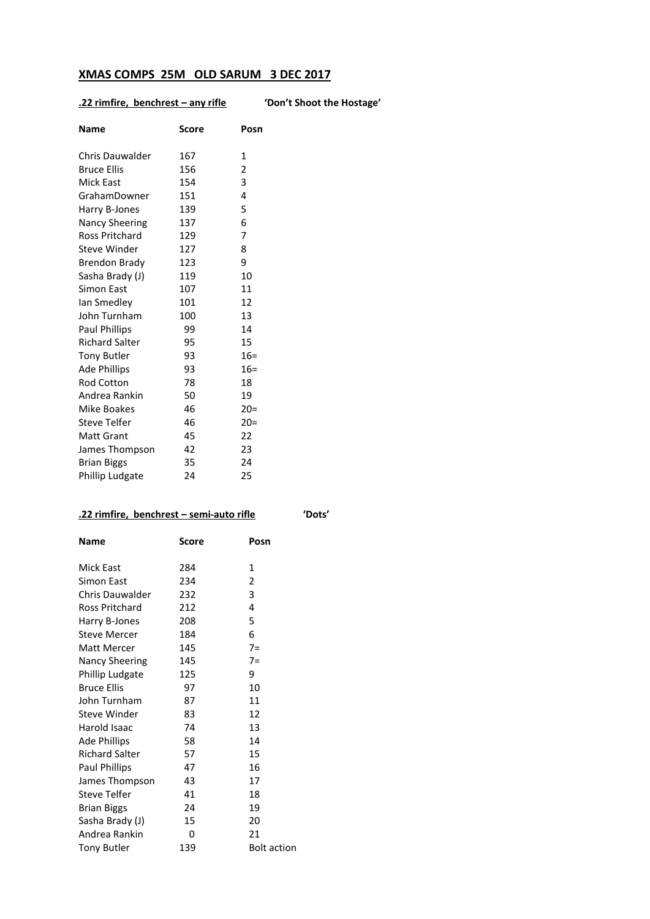# XMAS COMPS 25M OLD SARUM 3 DEC 2017

**.22 rimfire, benchrest – any rifle** **'Don't Shoot the Hostage'**

| Name | Score | Posn |
|---|---|---|
| Chris Dauwalder | 167 | 1 |
| Bruce Ellis | 156 | 2 |
| Mick East | 154 | 3 |
| GrahamDowner | 151 | 4 |
| Harry B-Jones | 139 | 5 |
| Nancy Sheering | 137 | 6 |
| Ross Pritchard | 129 | 7 |
| Steve Winder | 127 | 8 |
| Brendon Brady | 123 | 9 |
| Sasha Brady (J) | 119 | 10 |
| Simon East | 107 | 11 |
| Ian Smedley | 101 | 12 |
| John Turnham | 100 | 13 |
| Paul Phillips | 99 | 14 |
| Richard Salter | 95 | 15 |
| Tony Butler | 93 | 16= |
| Ade Phillips | 93 | 16= |
| Rod Cotton | 78 | 18 |
| Andrea Rankin | 50 | 19 |
| Mike Boakes | 46 | 20= |
| Steve Telfer | 46 | 20= |
| Matt Grant | 45 | 22 |
| James Thompson | 42 | 23 |
| Brian Biggs | 35 | 24 |
| Phillip Ludgate | 24 | 25 |

**.22 rimfire, benchrest – semi-auto rifle** **'Dots'**

| Name | Score | Posn |
|---|---|---|
| Mick East | 284 | 1 |
| Simon East | 234 | 2 |
| Chris Dauwalder | 232 | 3 |
| Ross Pritchard | 212 | 4 |
| Harry B-Jones | 208 | 5 |
| Steve Mercer | 184 | 6 |
| Matt Mercer | 145 | 7= |
| Nancy Sheering | 145 | 7= |
| Phillip Ludgate | 125 | 9 |
| Bruce Ellis | 97 | 10 |
| John Turnham | 87 | 11 |
| Steve Winder | 83 | 12 |
| Harold Isaac | 74 | 13 |
| Ade Phillips | 58 | 14 |
| Richard Salter | 57 | 15 |
| Paul Phillips | 47 | 16 |
| James Thompson | 43 | 17 |
| Steve Telfer | 41 | 18 |
| Brian Biggs | 24 | 19 |
| Sasha Brady (J) | 15 | 20 |
| Andrea Rankin | 0 | 21 |
| Tony Butler | 139 | Bolt action |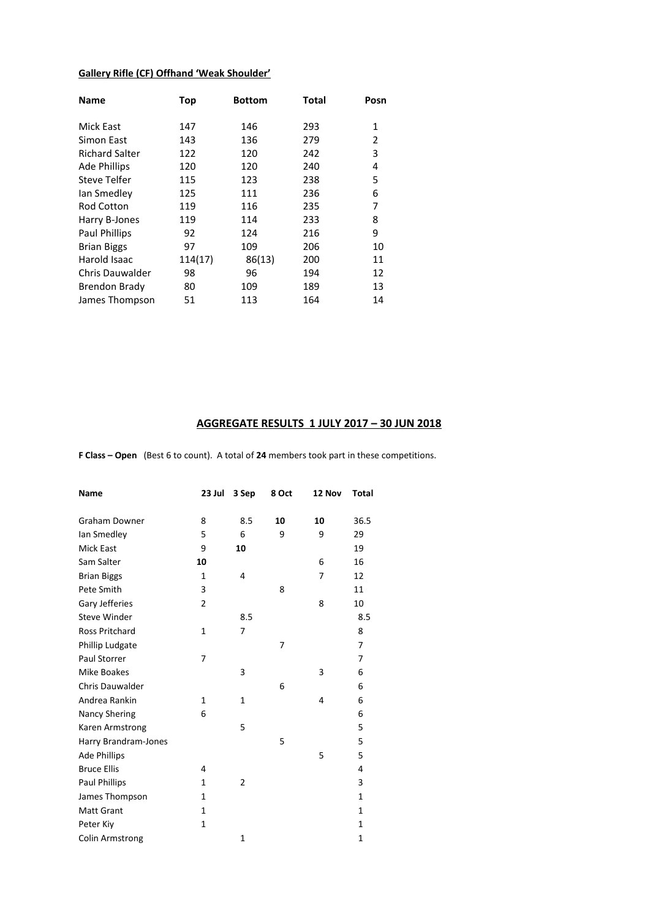**Gallery Rifle (CF) Offhand 'Weak Shoulder'**

| Name | Top | Bottom | Total | Posn |
|---|---|---|---|---|
| Mick East | 147 | 146 | 293 | 1 |
| Simon East | 143 | 136 | 279 | 2 |
| Richard Salter | 122 | 120 | 242 | 3 |
| Ade Phillips | 120 | 120 | 240 | 4 |
| Steve Telfer | 115 | 123 | 238 | 5 |
| Ian Smedley | 125 | 111 | 236 | 6 |
| Rod Cotton | 119 | 116 | 235 | 7 |
| Harry B-Jones | 119 | 114 | 233 | 8 |
| Paul Phillips | 92 | 124 | 216 | 9 |
| Brian Biggs | 97 | 109 | 206 | 10 |
| Harold Isaac | 114(17) | 86(13) | 200 | 11 |
| Chris Dauwalder | 98 | 96 | 194 | 12 |
| Brendon Brady | 80 | 109 | 189 | 13 |
| James Thompson | 51 | 113 | 164 | 14 |

## AGGREGATE RESULTS 1 JULY 2017 – 30 JUN 2018

**F Class – Open** (Best 6 to count). A total of **24** members took part in these competitions.

| Name | 23 Jul | 3 Sep | 8 Oct | 12 Nov | Total |
|---|---|---|---|---|---|
| Graham Downer | 8 | 8.5 | **10** | **10** | 36.5 |
| Ian Smedley | 5 | 6 | 9 | 9 | 29 |
| Mick East | 9 | **10** | | | 19 |
| Sam Salter | **10** | | | 6 | 16 |
| Brian Biggs | 1 | 4 | | 7 | 12 |
| Pete Smith | 3 | | 8 | | 11 |
| Gary Jefferies | 2 | | | 8 | 10 |
| Steve Winder | | 8.5 | | | 8.5 |
| Ross Pritchard | 1 | 7 | | | 8 |
| Phillip Ludgate | | | 7 | | 7 |
| Paul Storrer | 7 | | | | 7 |
| Mike Boakes | | 3 | | 3 | 6 |
| Chris Dauwalder | | | 6 | | 6 |
| Andrea Rankin | 1 | 1 | | 4 | 6 |
| Nancy Shering | 6 | | | | 6 |
| Karen Armstrong | | 5 | | | 5 |
| Harry Brandram-Jones | | | 5 | | 5 |
| Ade Phillips | | | | 5 | 5 |
| Bruce Ellis | 4 | | | | 4 |
| Paul Phillips | 1 | 2 | | | 3 |
| James Thompson | 1 | | | | 1 |
| Matt Grant | 1 | | | | 1 |
| Peter Kiy | 1 | | | | 1 |
| Colin Armstrong | | 1 | | | 1 |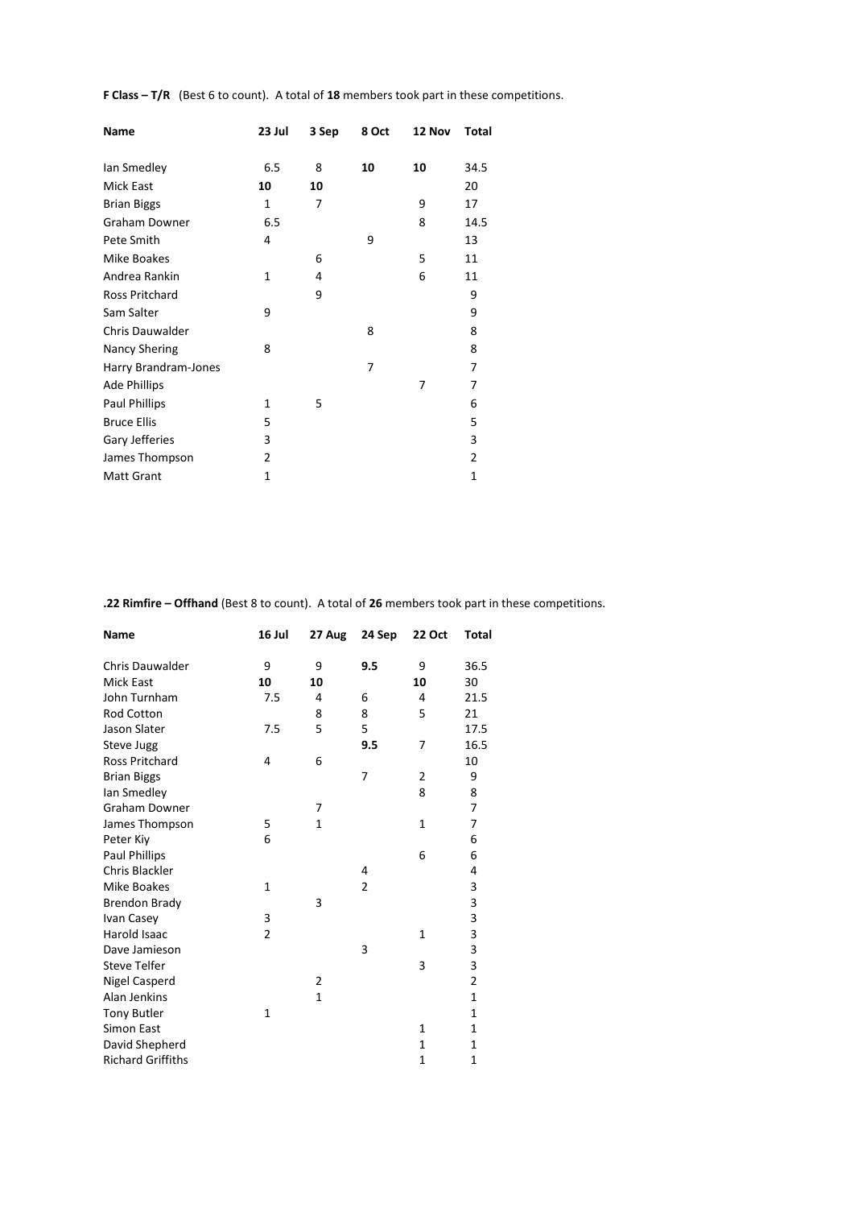**F Class – T/R** (Best 6 to count). A total of **18** members took part in these competitions.

| Name | 23 Jul | 3 Sep | 8 Oct | 12 Nov | Total |
|---|---|---|---|---|---|
| Ian Smedley | 6.5 | 8 | **10** | **10** | 34.5 |
| Mick East | **10** | **10** | | | 20 |
| Brian Biggs | 1 | 7 | | 9 | 17 |
| Graham Downer | 6.5 | | | 8 | 14.5 |
| Pete Smith | 4 | | 9 | | 13 |
| Mike Boakes | | 6 | | 5 | 11 |
| Andrea Rankin | 1 | 4 | | 6 | 11 |
| Ross Pritchard | | 9 | | | 9 |
| Sam Salter | 9 | | | | 9 |
| Chris Dauwalder | | | 8 | | 8 |
| Nancy Shering | 8 | | | | 8 |
| Harry Brandram-Jones | | | 7 | | 7 |
| Ade Phillips | | | | 7 | 7 |
| Paul Phillips | 1 | 5 | | | 6 |
| Bruce Ellis | 5 | | | | 5 |
| Gary Jefferies | 3 | | | | 3 |
| James Thompson | 2 | | | | 2 |
| Matt Grant | 1 | | | | 1 |

**.22 Rimfire – Offhand** (Best 8 to count). A total of **26** members took part in these competitions.

| Name | 16 Jul | 27 Aug | 24 Sep | 22 Oct | Total |
|---|---|---|---|---|---|
| Chris Dauwalder | 9 | 9 | **9.5** | 9 | 36.5 |
| Mick East | **10** | **10** | | **10** | 30 |
| John Turnham | 7.5 | 4 | 6 | 4 | 21.5 |
| Rod Cotton | | 8 | 8 | 5 | 21 |
| Jason Slater | 7.5 | 5 | 5 | | 17.5 |
| Steve Jugg | | | **9.5** | 7 | 16.5 |
| Ross Pritchard | 4 | 6 | | | 10 |
| Brian Biggs | | | 7 | 2 | 9 |
| Ian Smedley | | | | 8 | 8 |
| Graham Downer | | 7 | | | 7 |
| James Thompson | 5 | 1 | | 1 | 7 |
| Peter Kiy | 6 | | | | 6 |
| Paul Phillips | | | | 6 | 6 |
| Chris Blackler | | | 4 | | 4 |
| Mike Boakes | 1 | | 2 | | 3 |
| Brendon Brady | | 3 | | | 3 |
| Ivan Casey | 3 | | | | 3 |
| Harold Isaac | 2 | | | 1 | 3 |
| Dave Jamieson | | | 3 | | 3 |
| Steve Telfer | | | | 3 | 3 |
| Nigel Casperd | | 2 | | | 2 |
| Alan Jenkins | | 1 | | | 1 |
| Tony Butler | 1 | | | | 1 |
| Simon East | | | | 1 | 1 |
| David Shepherd | | | | 1 | 1 |
| Richard Griffiths | | | | 1 | 1 |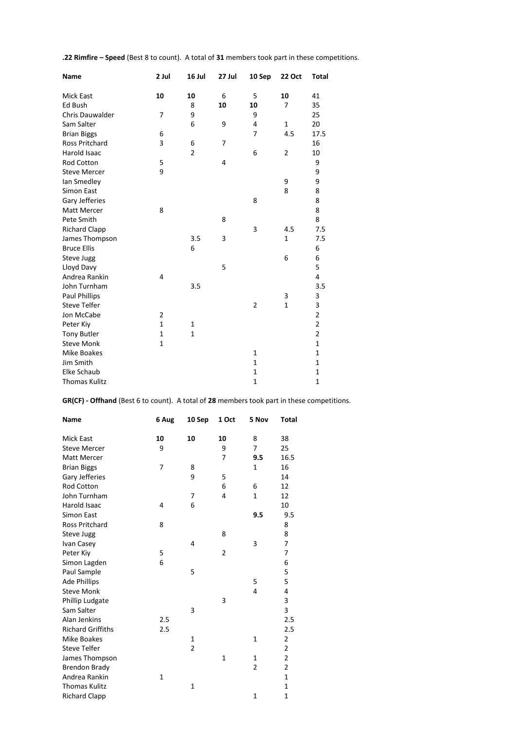**.22 Rimfire – Speed** (Best 8 to count). A total of **31** members took part in these competitions.

| Name | 2 Jul | 16 Jul | 27 Jul | 10 Sep | 22 Oct | Total |
|---|---|---|---|---|---|---|
| Mick East | **10** | **10** | 6 | 5 | **10** | 41 |
| Ed Bush | | 8 | **10** | **10** | 7 | 35 |
| Chris Dauwalder | 7 | 9 | | 9 | | 25 |
| Sam Salter | | 6 | 9 | 4 | 1 | 20 |
| Brian Biggs | 6 | | | 7 | 4.5 | 17.5 |
| Ross Pritchard | 3 | 6 | 7 | | | 16 |
| Harold Isaac | | 2 | | 6 | 2 | 10 |
| Rod Cotton | 5 | | 4 | | | 9 |
| Steve Mercer | 9 | | | | | 9 |
| Ian Smedley | | | | | 9 | 9 |
| Simon East | | | | | 8 | 8 |
| Gary Jefferies | | | | 8 | | 8 |
| Matt Mercer | 8 | | | | | 8 |
| Pete Smith | | | 8 | | | 8 |
| Richard Clapp | | | | 3 | 4.5 | 7.5 |
| James Thompson | | 3.5 | 3 | | 1 | 7.5 |
| Bruce Ellis | | 6 | | | | 6 |
| Steve Jugg | | | | | 6 | 6 |
| Lloyd Davy | | | 5 | | | 5 |
| Andrea Rankin | 4 | | | | | 4 |
| John Turnham | | 3.5 | | | | 3.5 |
| Paul Phillips | | | | | 3 | 3 |
| Steve Telfer | | | | 2 | 1 | 3 |
| Jon McCabe | 2 | | | | | 2 |
| Peter Kiy | 1 | 1 | | | | 2 |
| Tony Butler | 1 | 1 | | | | 2 |
| Steve Monk | 1 | | | | | 1 |
| Mike Boakes | | | | 1 | | 1 |
| Jim Smith | | | | 1 | | 1 |
| Elke Schaub | | | | 1 | | 1 |
| Thomas Kulitz | | | | 1 | | 1 |

**GR(CF) - Offhand** (Best 6 to count). A total of **28** members took part in these competitions.

| Name | 6 Aug | 10 Sep | 1 Oct | 5 Nov | Total |
|---|---|---|---|---|---|
| Mick East | **10** | **10** | **10** | 8 | 38 |
| Steve Mercer | 9 | | 9 | 7 | 25 |
| Matt Mercer | | | 7 | **9.5** | 16.5 |
| Brian Biggs | 7 | 8 | | 1 | 16 |
| Gary Jefferies | | 9 | 5 | | 14 |
| Rod Cotton | | | 6 | 6 | 12 |
| John Turnham | | 7 | 4 | 1 | 12 |
| Harold Isaac | 4 | 6 | | | 10 |
| Simon East | | | | **9.5** | 9.5 |
| Ross Pritchard | 8 | | | | 8 |
| Steve Jugg | | | 8 | | 8 |
| Ivan Casey | | 4 | | 3 | 7 |
| Peter Kiy | 5 | | 2 | | 7 |
| Simon Lagden | 6 | | | | 6 |
| Paul Sample | | 5 | | | 5 |
| Ade Phillips | | | | 5 | 5 |
| Steve Monk | | | | 4 | 4 |
| Phillip Ludgate | | | 3 | | 3 |
| Sam Salter | | 3 | | | 3 |
| Alan Jenkins | 2.5 | | | | 2.5 |
| Richard Griffiths | 2.5 | | | | 2.5 |
| Mike Boakes | | 1 | | 1 | 2 |
| Steve Telfer | | 2 | | | 2 |
| James Thompson | | | 1 | 1 | 2 |
| Brendon Brady | | | | 2 | 2 |
| Andrea Rankin | 1 | | | | 1 |
| Thomas Kulitz | | 1 | | | 1 |
| Richard Clapp | | | | 1 | 1 |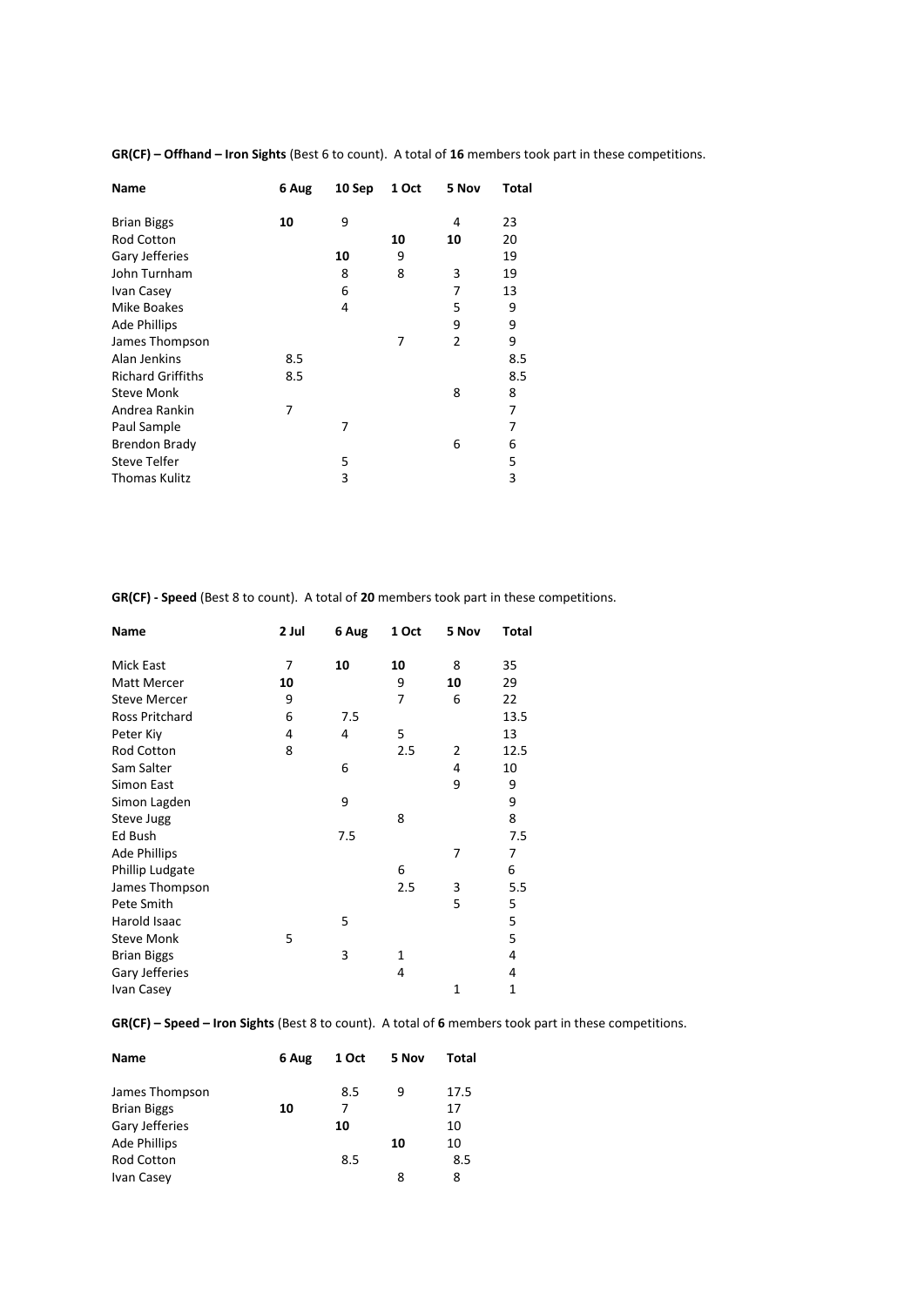**GR(CF) – Offhand – Iron Sights** (Best 6 to count). A total of **16** members took part in these competitions.

| Name | 6 Aug | 10 Sep | 1 Oct | 5 Nov | Total |
|---|---|---|---|---|---|
| Brian Biggs | **10** | 9 | | 4 | 23 |
| Rod Cotton | | | **10** | **10** | 20 |
| Gary Jefferies | | **10** | 9 | | 19 |
| John Turnham | | 8 | 8 | 3 | 19 |
| Ivan Casey | | 6 | | 7 | 13 |
| Mike Boakes | | 4 | | 5 | 9 |
| Ade Phillips | | | | 9 | 9 |
| James Thompson | | | 7 | 2 | 9 |
| Alan Jenkins | 8.5 | | | | 8.5 |
| Richard Griffiths | 8.5 | | | | 8.5 |
| Steve Monk | | | | 8 | 8 |
| Andrea Rankin | 7 | | | | 7 |
| Paul Sample | | 7 | | | 7 |
| Brendon Brady | | | | 6 | 6 |
| Steve Telfer | | 5 | | | 5 |
| Thomas Kulitz | | 3 | | | 3 |

**GR(CF) - Speed** (Best 8 to count). A total of **20** members took part in these competitions.

| Name | 2 Jul | 6 Aug | 1 Oct | 5 Nov | Total |
|---|---|---|---|---|---|
| Mick East | 7 | **10** | **10** | 8 | 35 |
| Matt Mercer | **10** | | 9 | **10** | 29 |
| Steve Mercer | 9 | | 7 | 6 | 22 |
| Ross Pritchard | 6 | 7.5 | | | 13.5 |
| Peter Kiy | 4 | 4 | 5 | | 13 |
| Rod Cotton | 8 | | 2.5 | 2 | 12.5 |
| Sam Salter | | 6 | | 4 | 10 |
| Simon East | | | | 9 | 9 |
| Simon Lagden | | 9 | | | 9 |
| Steve Jugg | | | 8 | | 8 |
| Ed Bush | | 7.5 | | | 7.5 |
| Ade Phillips | | | | 7 | 7 |
| Phillip Ludgate | | | 6 | | 6 |
| James Thompson | | | 2.5 | 3 | 5.5 |
| Pete Smith | | | | 5 | 5 |
| Harold Isaac | | 5 | | | 5 |
| Steve Monk | 5 | | | | 5 |
| Brian Biggs | | 3 | 1 | | 4 |
| Gary Jefferies | | | 4 | | 4 |
| Ivan Casey | | | | 1 | 1 |

**GR(CF) – Speed – Iron Sights** (Best 8 to count). A total of **6** members took part in these competitions.

| Name | 6 Aug | 1 Oct | 5 Nov | Total |
|---|---|---|---|---|
| James Thompson | | 8.5 | 9 | 17.5 |
| Brian Biggs | **10** | 7 | | 17 |
| Gary Jefferies | | **10** | | 10 |
| Ade Phillips | | | **10** | 10 |
| Rod Cotton | | 8.5 | | 8.5 |
| Ivan Casey | | | 8 | 8 |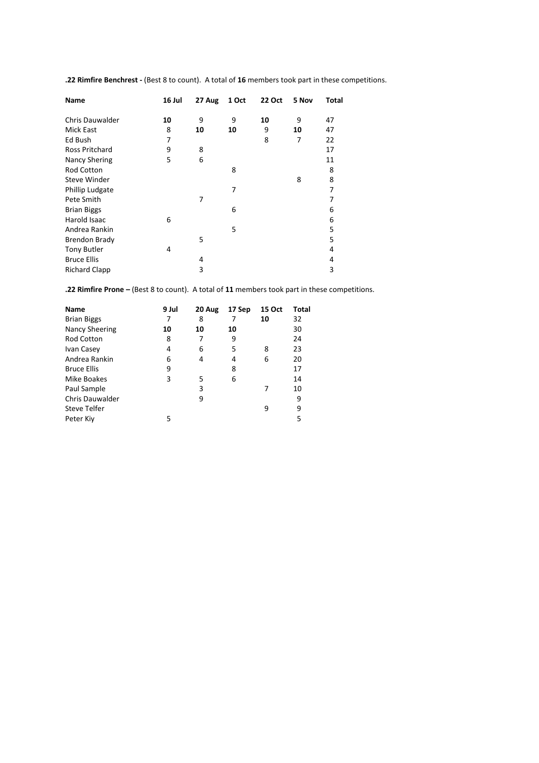**.22 Rimfire Benchrest -** (Best 8 to count). A total of **16** members took part in these competitions.

| Name | 16 Jul | 27 Aug | 1 Oct | 22 Oct | 5 Nov | Total |
|---|---|---|---|---|---|---|
| Chris Dauwalder | **10** | 9 | 9 | **10** | 9 | 47 |
| Mick East | 8 | **10** | **10** | 9 | **10** | 47 |
| Ed Bush | 7 | | | 8 | 7 | 22 |
| Ross Pritchard | 9 | 8 | | | | 17 |
| Nancy Shering | 5 | 6 | | | | 11 |
| Rod Cotton | | | 8 | | | 8 |
| Steve Winder | | | | | 8 | 8 |
| Phillip Ludgate | | | 7 | | | 7 |
| Pete Smith | | 7 | | | | 7 |
| Brian Biggs | | | 6 | | | 6 |
| Harold Isaac | 6 | | | | | 6 |
| Andrea Rankin | | | 5 | | | 5 |
| Brendon Brady | | 5 | | | | 5 |
| Tony Butler | 4 | | | | | 4 |
| Bruce Ellis | | 4 | | | | 4 |
| Richard Clapp | | 3 | | | | 3 |

**.22 Rimfire Prone –** (Best 8 to count). A total of **11** members took part in these competitions.

| Name | 9 Jul | 20 Aug | 17 Sep | 15 Oct | Total |
|---|---|---|---|---|---|
| Brian Biggs | 7 | 8 | 7 | **10** | 32 |
| Nancy Sheering | **10** | **10** | **10** | | 30 |
| Rod Cotton | 8 | 7 | 9 | | 24 |
| Ivan Casey | 4 | 6 | 5 | 8 | 23 |
| Andrea Rankin | 6 | 4 | 4 | 6 | 20 |
| Bruce Ellis | 9 | | 8 | | 17 |
| Mike Boakes | 3 | 5 | 6 | | 14 |
| Paul Sample | | 3 | | 7 | 10 |
| Chris Dauwalder | | 9 | | | 9 |
| Steve Telfer | | | | 9 | 9 |
| Peter Kiy | 5 | | | | 5 |